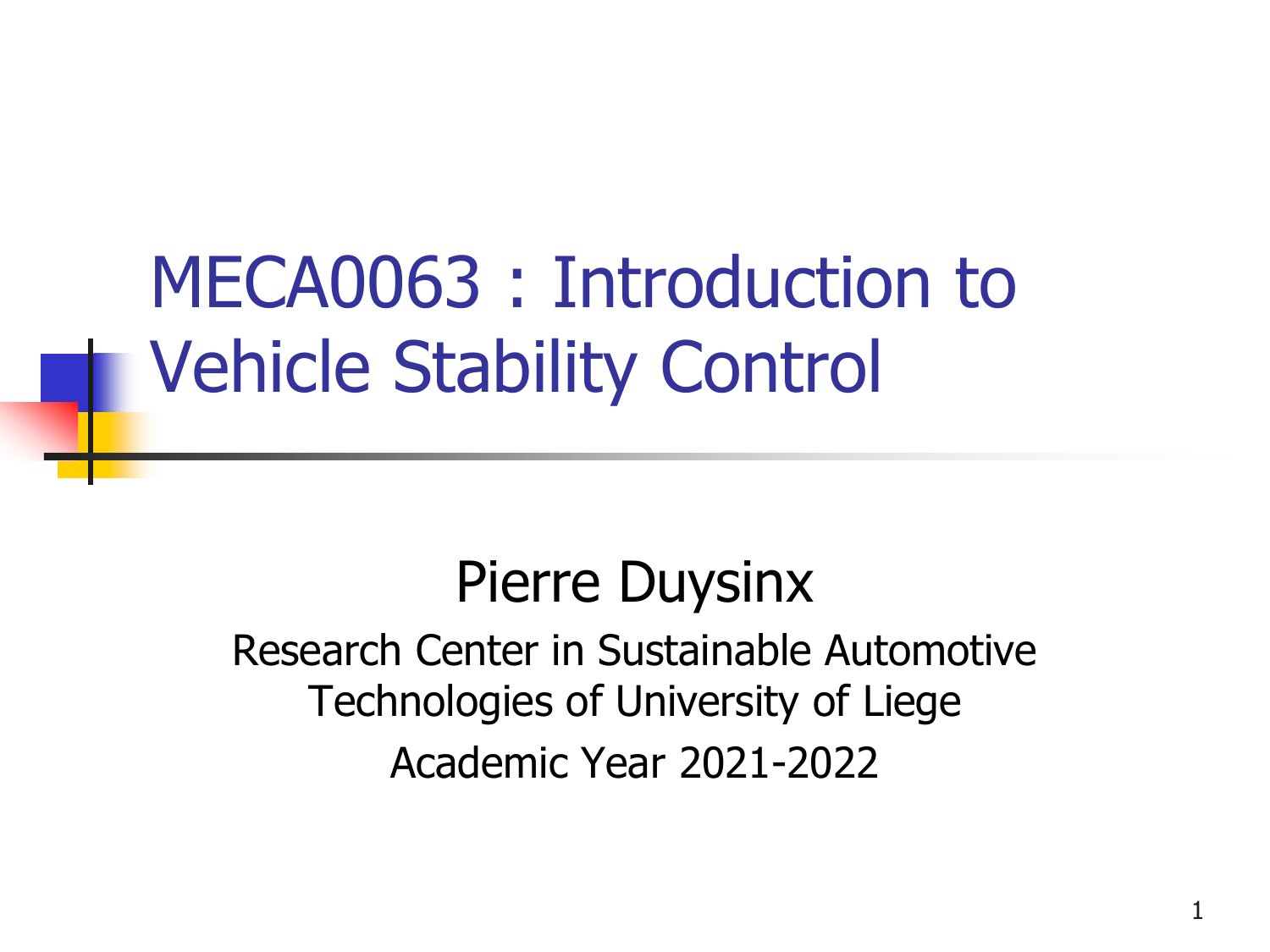# MECA0063 : Introduction to Vehicle Stability Control

Pierre Duysinx

Research Center in Sustainable Automotive Technologies of University of Liege

Academic Year 2021-2022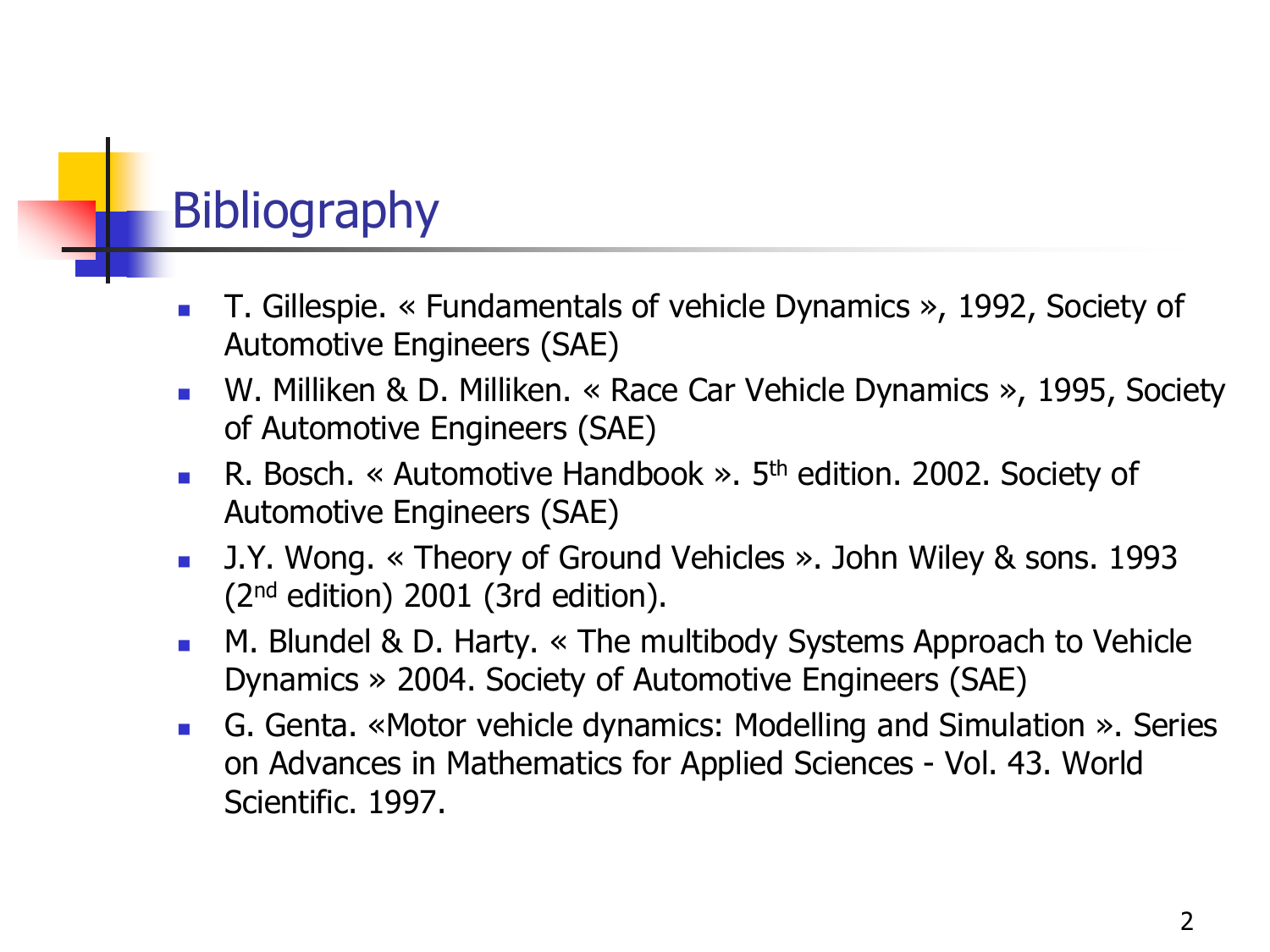# Bibliography

- T. Gillespie. « Fundamentals of vehicle Dynamics », 1992, Society of Automotive Engineers (SAE)
- W. Milliken & D. Milliken. « Race Car Vehicle Dynamics », 1995, Society of Automotive Engineers (SAE)
- R. Bosch. « Automotive Handbook ». 5th edition. 2002. Society of Automotive Engineers (SAE)
- J.Y. Wong. « Theory of Ground Vehicles ». John Wiley & sons. 1993 (2nd edition) 2001 (3rd edition).
- M. Blundel & D. Harty. « The multibody Systems Approach to Vehicle Dynamics » 2004. Society of Automotive Engineers (SAE)
- G. Genta. «Motor vehicle dynamics: Modelling and Simulation ». Series on Advances in Mathematics for Applied Sciences - Vol. 43. World Scientific. 1997.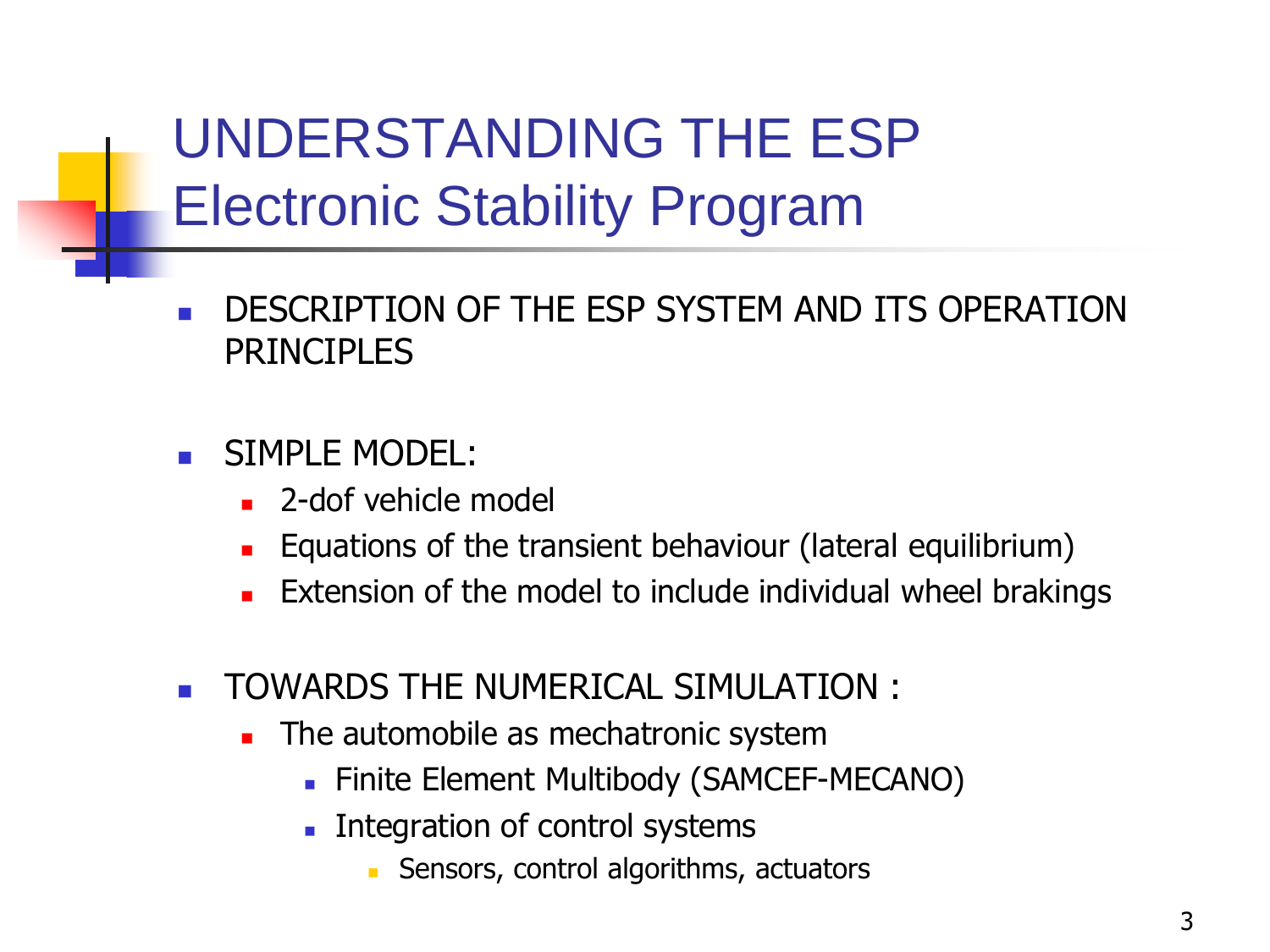# UNDERSTANDING THE ESP
## Electronic Stability Program

- DESCRIPTION OF THE ESP SYSTEM AND ITS OPERATION PRINCIPLES

- SIMPLE MODEL:
  - 2-dof vehicle model
  - Equations of the transient behaviour (lateral equilibrium)
  - Extension of the model to include individual wheel brakings

- TOWARDS THE NUMERICAL SIMULATION :
  - The automobile as mechatronic system
    - Finite Element Multibody (SAMCEF-MECANO)
    - Integration of control systems
      - Sensors, control algorithms, actuators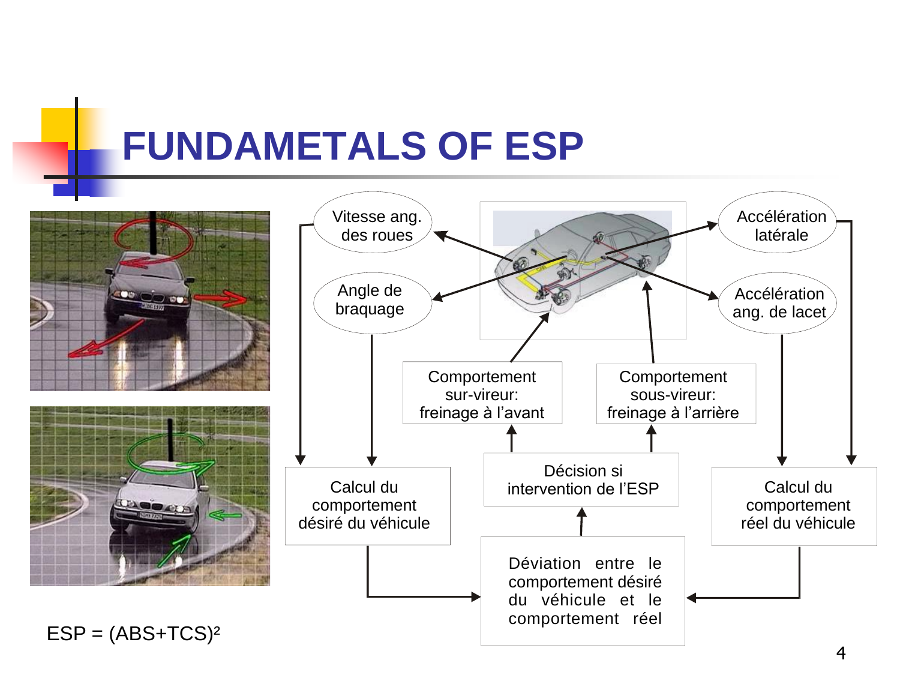# FUNDAMETALS OF ESP

Vitesse ang. des roues

Angle de braquage

Accélération latérale

Accélération ang. de lacet

Comportement sur-vireur: freinage à l'avant

Comportement sous-vireur: freinage à l'arrière

Calcul du comportement désiré du véhicule

Décision si intervention de l'ESP

Calcul du comportement réel du véhicule

Déviation entre le comportement désiré du véhicule et le comportement réel

ESP = $(ABS+TCS)^2$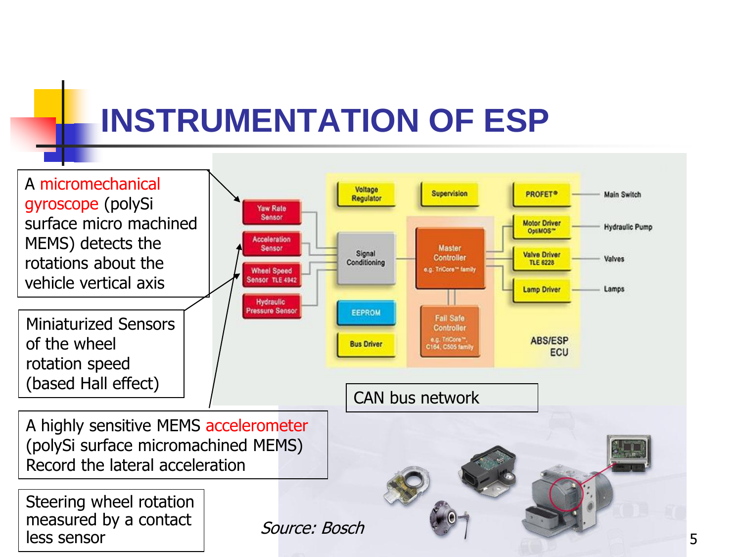# INSTRUMENTATION OF ESP

A micromechanical gyroscope (polySi surface micro machined MEMS) detects the rotations about the vehicle vertical axis

Miniaturized Sensors of the wheel rotation speed (based Hall effect)

A highly sensitive MEMS accelerometer (polySi surface micromachined MEMS) Record the lateral acceleration

Steering wheel rotation measured by a contact less sensor

Yaw Rate Sensor

Acceleration Sensor

Wheel Speed Sensor TLE 4942

Hydraulic Pressure Sensor

Voltage Regulator

Supervision

PROFET®

Main Switch

Signal Conditioning

Master Controller e.g. TriCore™ family

Motor Driver OptiMOS™

Hydraulic Pump

Valve Driver TLE 6228

Valves

Lamp Driver

Lamps

EEPROM

Fail Safe Controller e.g. TriCore™, C164, C505 family

Bus Driver

ABS/ESP ECU

CAN bus network

*Source: Bosch*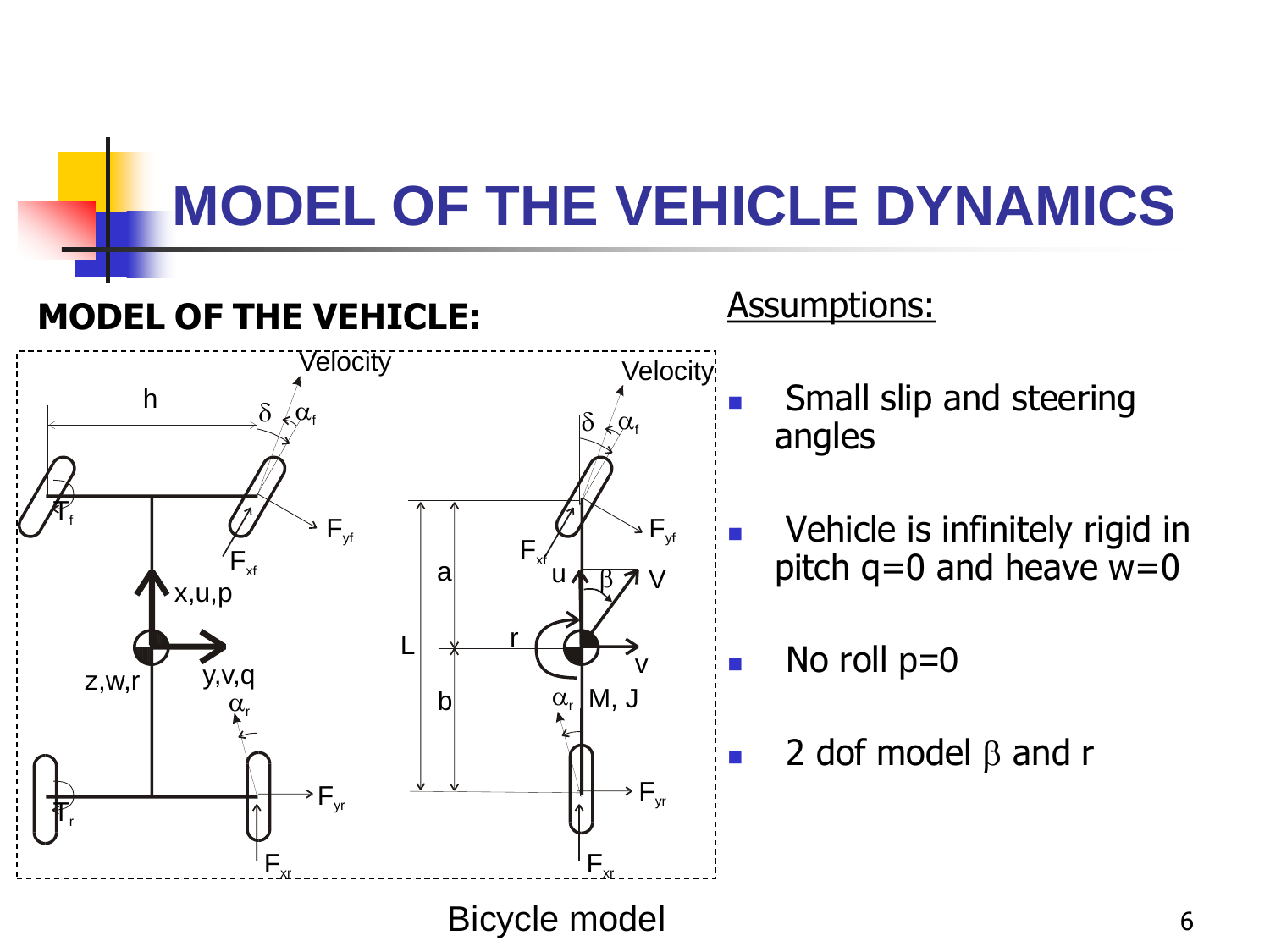# MODEL OF THE VEHICLE DYNAMICS

## MODEL OF THE VEHICLE:

Bicycle model

**Assumptions:**

- Small slip and steering angles
- Vehicle is infinitely rigid in pitch $q=0$ and heave $w=0$
- No roll $p=0$
- 2 dof model $\beta$ and $r$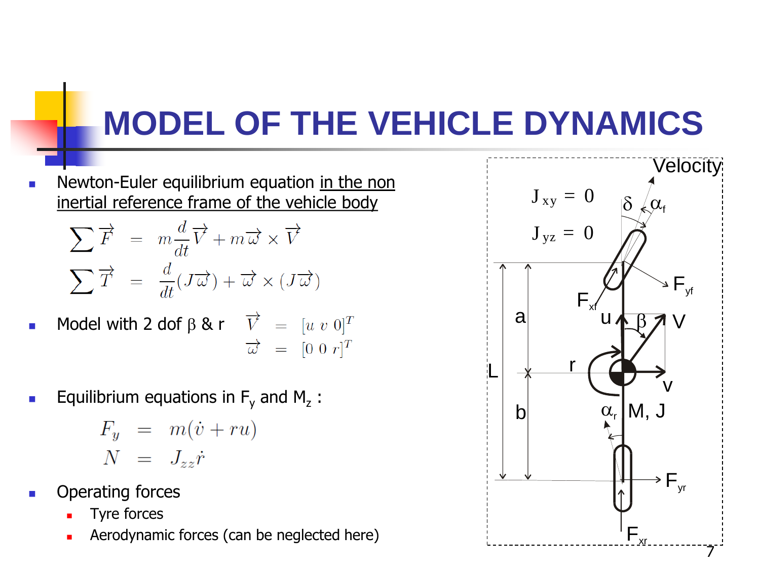# MODEL OF THE VEHICLE DYNAMICS

- Newton-Euler equilibrium equation in the non inertial reference frame of the vehicle body

$$
\begin{aligned}
\sum \vec{F} &= m\frac{d}{dt}\vec{V} + m\vec{\omega} \times \vec{V} \\
\sum \vec{T} &= \frac{d}{dt}(J\vec{\omega}) + \vec{\omega} \times (J\vec{\omega})
\end{aligned}
$$

- Model with 2 dof $\beta$ & r

$$
\begin{aligned}
\vec{V} &= [u \ v \ 0]^T \\
\vec{\omega} &= [0 \ 0 \ r]^T
\end{aligned}
$$

- Equilibrium equations in $F_y$ and $M_z$ :

$$
\begin{aligned}
F_y &= m(\dot{v} + ru) \\
N &= J_{zz}\dot{r}
\end{aligned}
$$

- Operating forces
  - Tyre forces
  - Aerodynamic forces (can be neglected here)

$J_{xy} = 0$

$J_{yz} = 0$

Velocity, $\delta$, $\alpha_f$, $F_{yf}$, $F_{xf}$, a, u, $\beta$, V, L, r, v, b, $\alpha_r$, M, J, $F_{yr}$, $F_{xr}$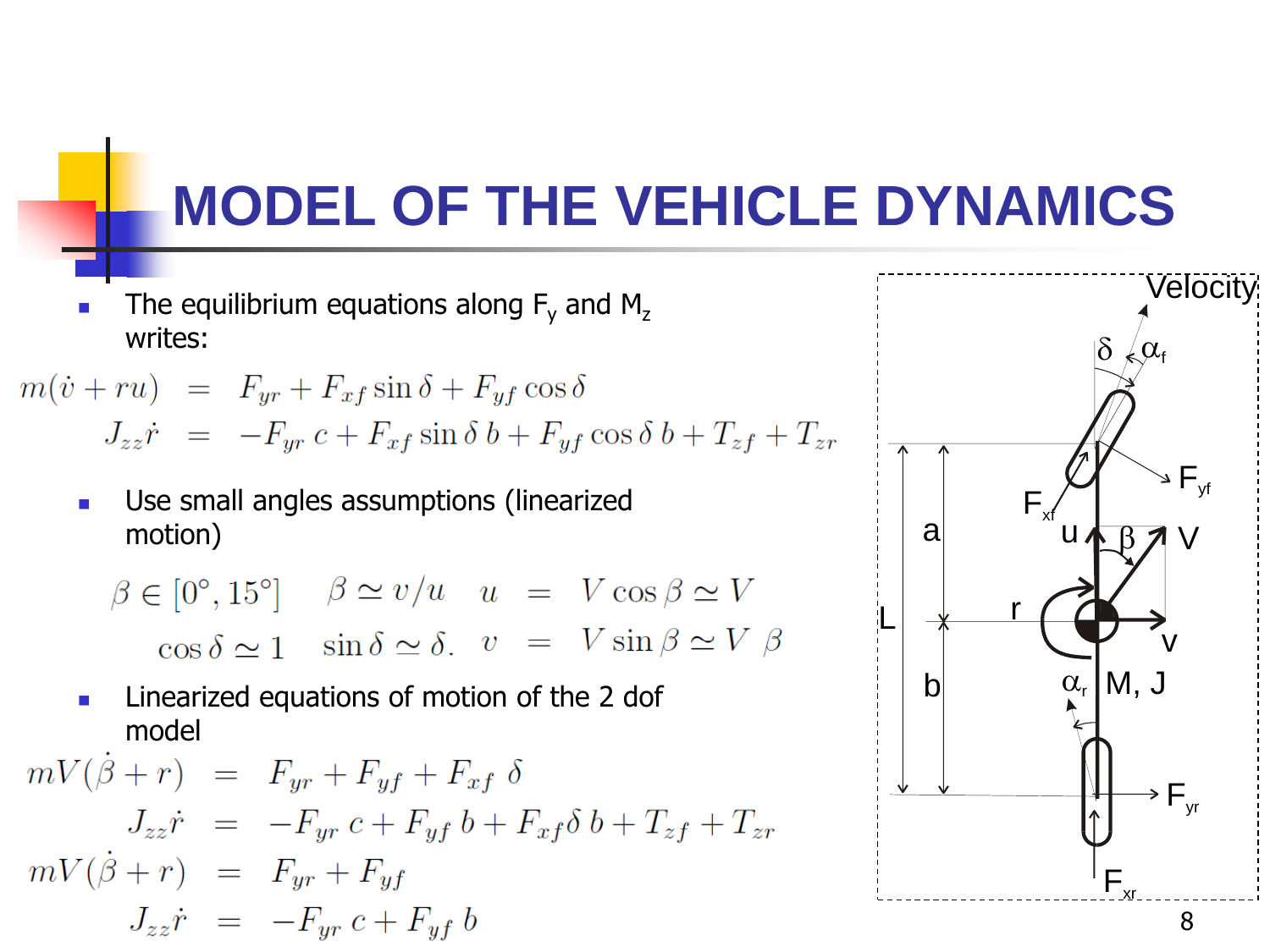# MODEL OF THE VEHICLE DYNAMICS

- The equilibrium equations along $F_y$ and $M_z$ writes:

$$
\begin{aligned}
m(\dot{v} + ru) &= F_{yr} + F_{xf}\sin\delta + F_{yf}\cos\delta \\
J_{zz}\dot{r} &= -F_{yr}\,c + F_{xf}\sin\delta\,b + F_{yf}\cos\delta\,b + T_{zf} + T_{zr}
\end{aligned}
$$

- Use small angles assumptions (linearized motion)

$$
\beta \in [0^\circ, 15^\circ] \quad \beta \simeq v/u \quad u = V\cos\beta \simeq V
$$

$$
\cos\delta \simeq 1 \quad \sin\delta \simeq \delta. \quad v = V\sin\beta \simeq V\ \beta
$$

- Linearized equations of motion of the 2 dof model

$$
\begin{aligned}
mV(\dot{\beta} + r) &= F_{yr} + F_{yf} + F_{xf}\ \delta \\
J_{zz}\dot{r} &= -F_{yr}\,c + F_{yf}\,b + F_{xf}\delta\,b + T_{zf} + T_{zr} \\
mV(\dot{\beta} + r) &= F_{yr} + F_{yf} \\
J_{zz}\dot{r} &= -F_{yr}\,c + F_{yf}\,b
\end{aligned}
$$

Velocity, $\delta$, $\alpha_f$, $F_{yf}$, $F_{xf}$, a, u, $\beta$, V, L, r, v, b, $\alpha_r$, M, J, $F_{yr}$, $F_{xr}$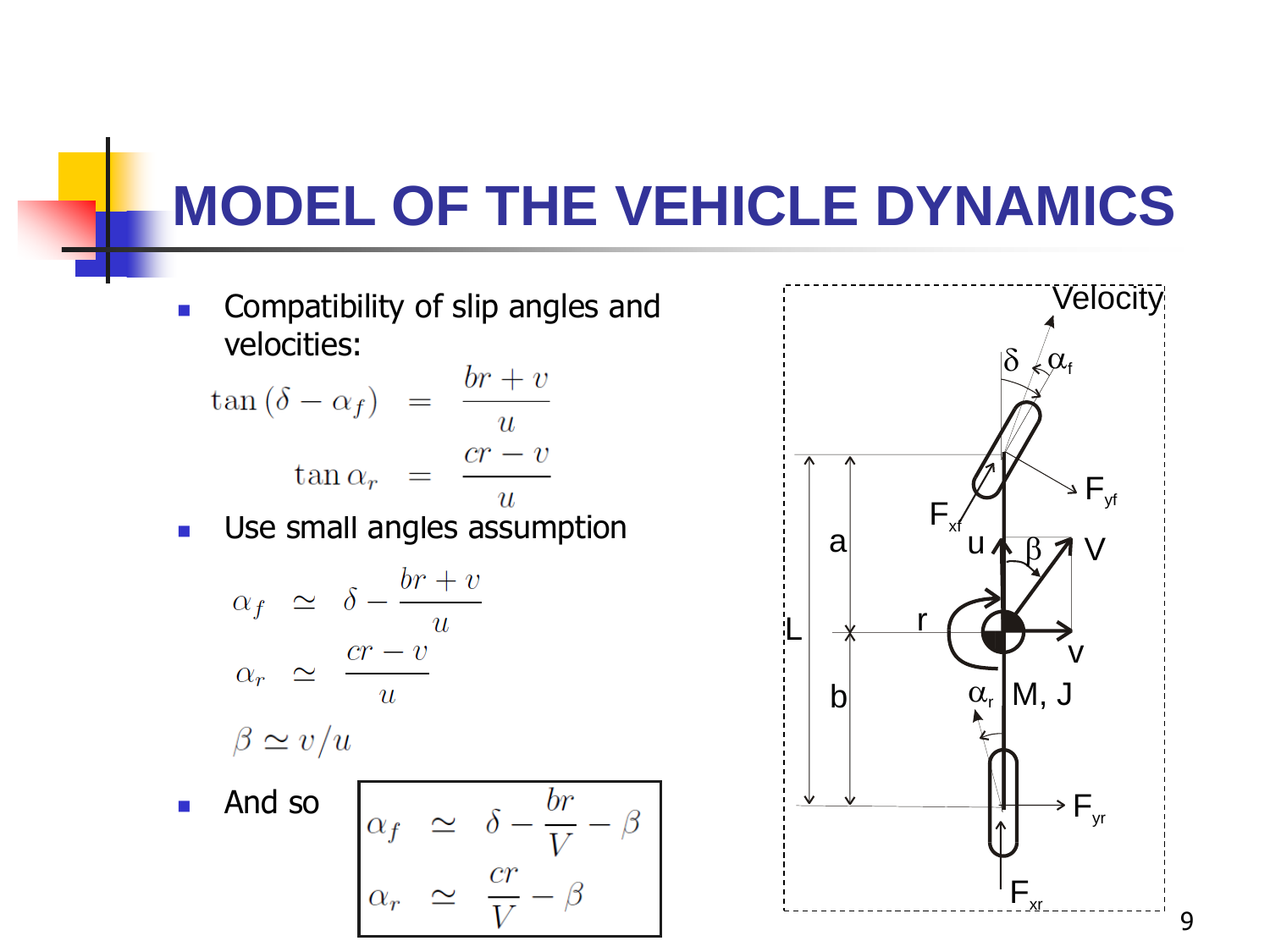# MODEL OF THE VEHICLE DYNAMICS

- Compatibility of slip angles and velocities:

$$\tan(\delta - \alpha_f) = \frac{br + v}{u}$$

$$\tan \alpha_r = \frac{cr - v}{u}$$

- Use small angles assumption

$$\alpha_f \simeq \delta - \frac{br + v}{u}$$

$$\alpha_r \simeq \frac{cr - v}{u}$$

$$\beta \simeq v/u$$

- And so

$$\alpha_f \simeq \delta - \frac{br}{V} - \beta$$

$$\alpha_r \simeq \frac{cr}{V} - \beta$$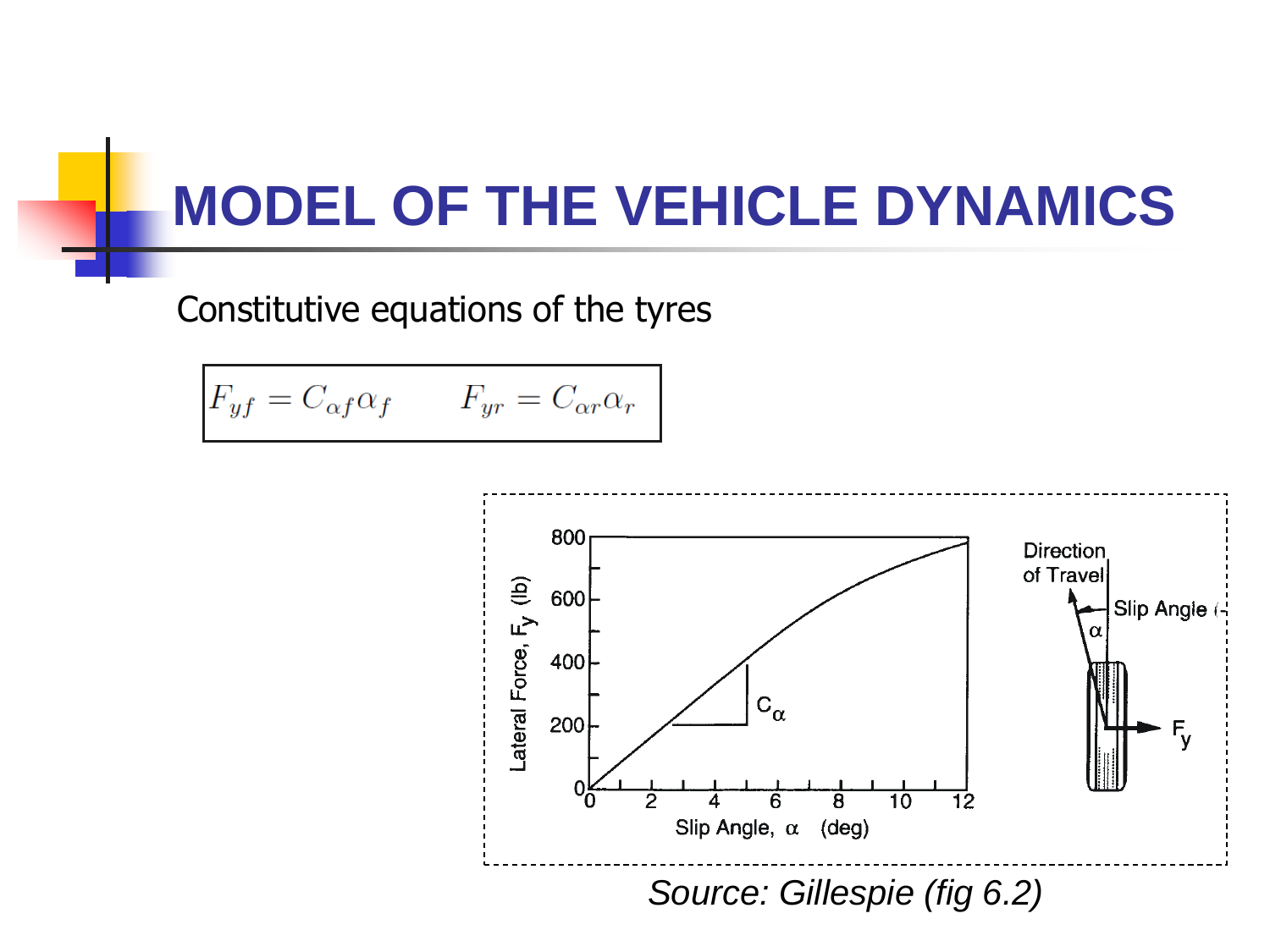# MODEL OF THE VEHICLE DYNAMICS

Constitutive equations of the tyres

$$F_{yf} = C_{\alpha f}\alpha_f \qquad F_{yr} = C_{\alpha r}\alpha_r$$

*Source: Gillespie (fig 6.2)*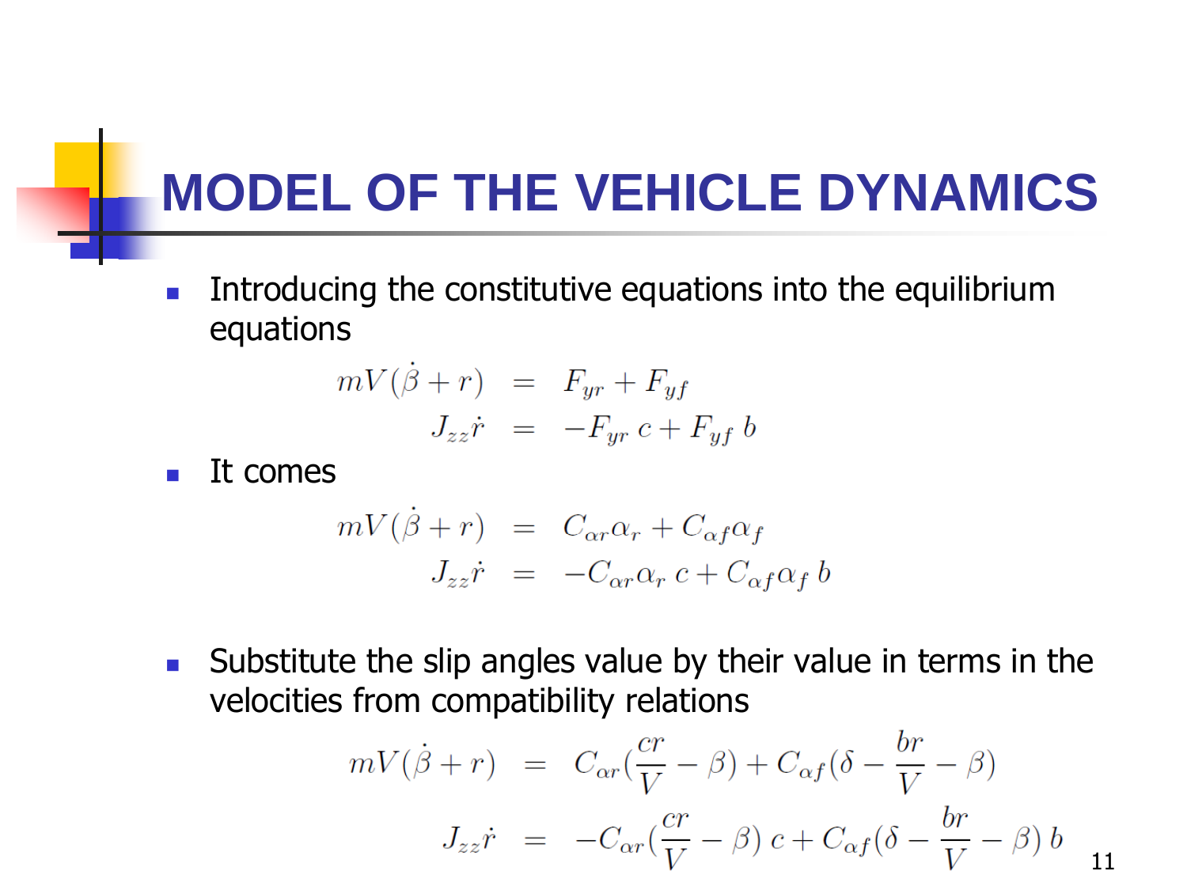# MODEL OF THE VEHICLE DYNAMICS

- Introducing the constitutive equations into the equilibrium equations

$$
\begin{aligned}
mV(\dot{\beta} + r) &= F_{yr} + F_{yf} \\
J_{zz}\dot{r} &= -F_{yr}\, c + F_{yf}\, b
\end{aligned}
$$

- It comes

$$
\begin{aligned}
mV(\dot{\beta} + r) &= C_{\alpha r}\alpha_r + C_{\alpha f}\alpha_f \\
J_{zz}\dot{r} &= -C_{\alpha r}\alpha_r\, c + C_{\alpha f}\alpha_f\, b
\end{aligned}
$$

- Substitute the slip angles value by their value in terms in the velocities from compatibility relations

$$
\begin{aligned}
mV(\dot{\beta} + r) &= C_{\alpha r}(\frac{cr}{V} - \beta) + C_{\alpha f}(\delta - \frac{br}{V} - \beta) \\
J_{zz}\dot{r} &= -C_{\alpha r}(\frac{cr}{V} - \beta)\, c + C_{\alpha f}(\delta - \frac{br}{V} - \beta)\, b
\end{aligned}
$$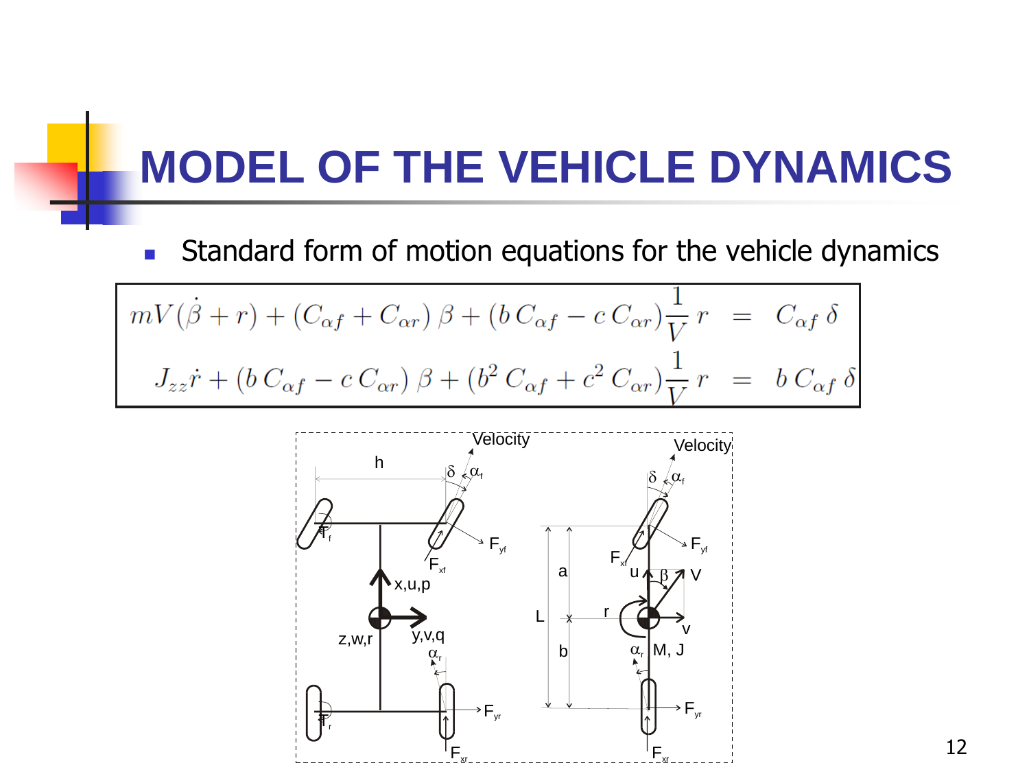# MODEL OF THE VEHICLE DYNAMICS

- Standard form of motion equations for the vehicle dynamics

$$
\begin{aligned}
mV(\dot{\beta} + r) + (C_{\alpha f} + C_{\alpha r})\,\beta + (b\,C_{\alpha f} - c\,C_{\alpha r})\frac{1}{V}\,r &= C_{\alpha f}\,\delta \\
J_{zz}\dot{r} + (b\,C_{\alpha f} - c\,C_{\alpha r})\,\beta + (b^2\,C_{\alpha f} + c^2\,C_{\alpha r})\frac{1}{V}\,r &= b\,C_{\alpha f}\,\delta
\end{aligned}
$$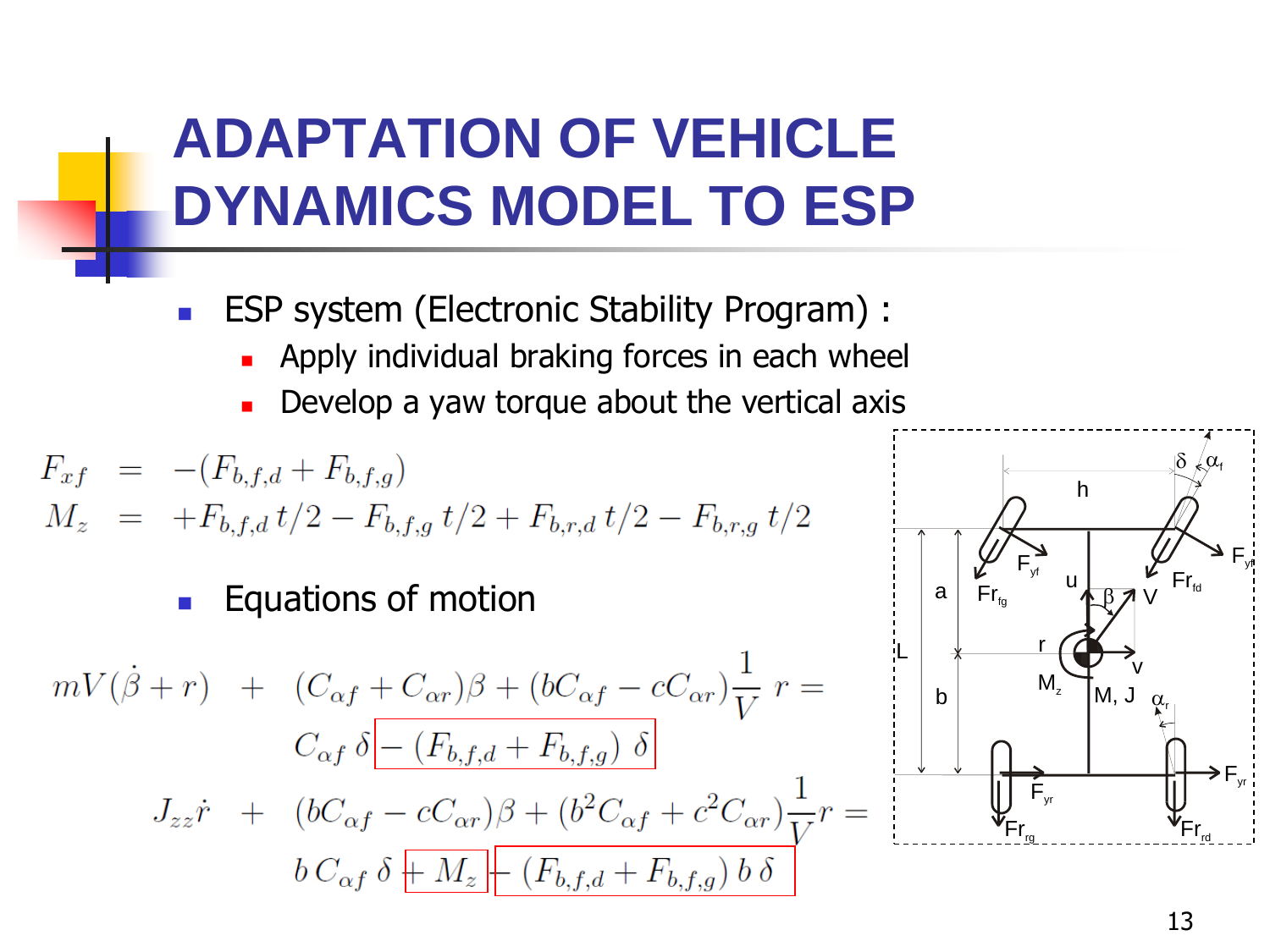# ADAPTATION OF VEHICLE DYNAMICS MODEL TO ESP

- ESP system (Electronic Stability Program) :
  - Apply individual braking forces in each wheel
  - Develop a yaw torque about the vertical axis

$$
\begin{aligned}
F_{xf} &= -(F_{b,f,d} + F_{b,f,g}) \\
M_z &= +F_{b,f,d}\, t/2 - F_{b,f,g}\, t/2 + F_{b,r,d}\, t/2 - F_{b,r,g}\, t/2
\end{aligned}
$$

- Equations of motion

$$
\begin{aligned}
mV(\dot{\beta} + r) \;&+\; (C_{\alpha f} + C_{\alpha r})\beta + (bC_{\alpha f} - cC_{\alpha r})\frac{1}{V}\, r = \\
&C_{\alpha f}\, \delta - (F_{b,f,d} + F_{b,f,g})\, \delta \\
J_{zz}\dot{r} \;&+\; (bC_{\alpha f} - cC_{\alpha r})\beta + (b^2 C_{\alpha f} + c^2 C_{\alpha r})\frac{1}{V} r = \\
&b\, C_{\alpha f}\, \delta + M_z - (F_{b,f,d} + F_{b,f,g})\, b\, \delta
\end{aligned}
$$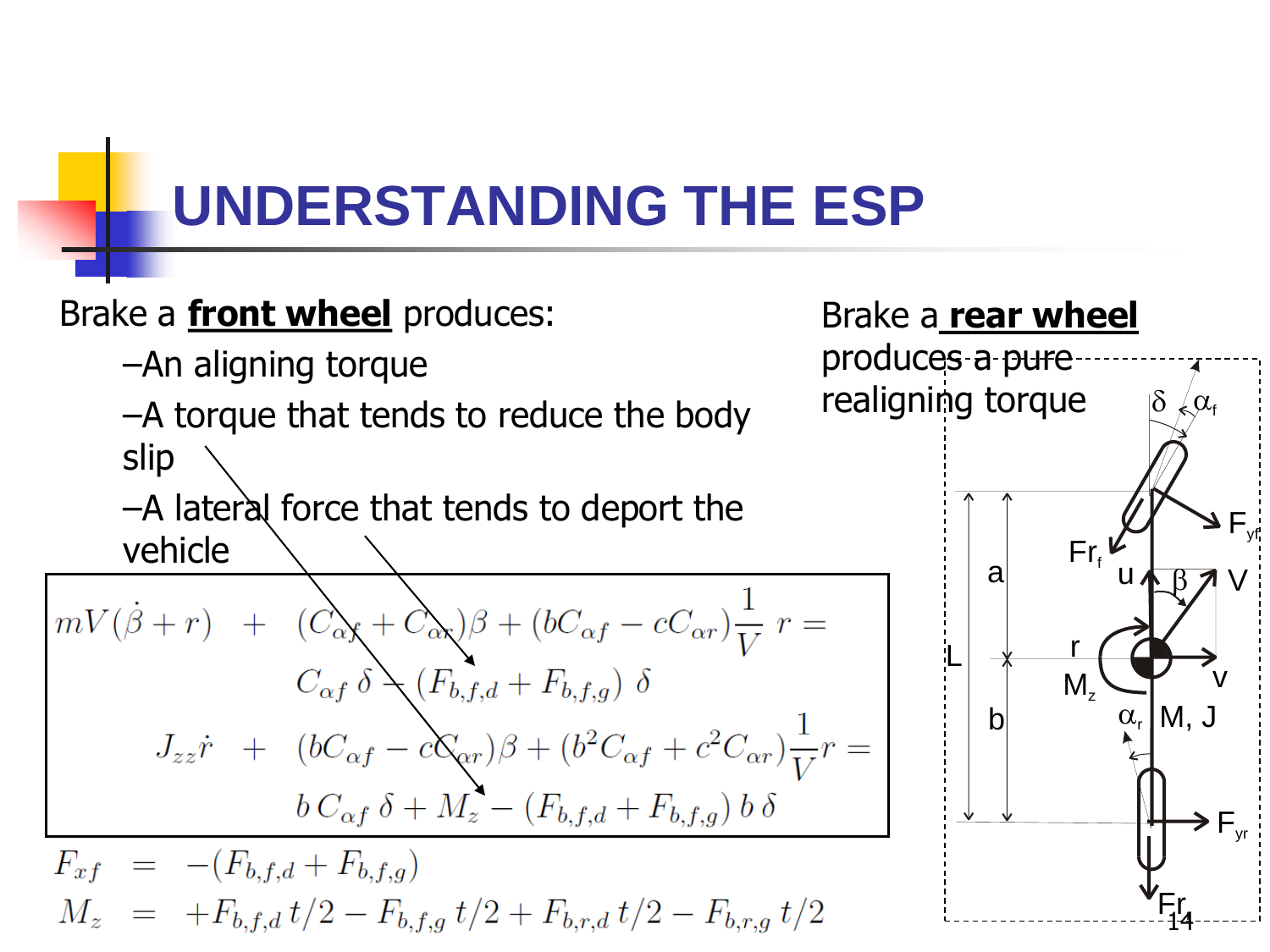# UNDERSTANDING THE ESP

Brake a **front wheel** produces:

- An aligning torque
- A torque that tends to reduce the body slip
- A lateral force that tends to deport the vehicle

Brake a **rear wheel** produces a pure realigning torque

$$
\begin{aligned}
mV(\dot{\beta}+r) \quad &+ \quad (C_{\alpha f}+C_{\alpha r})\beta + (bC_{\alpha f} - cC_{\alpha r})\frac{1}{V}\, r = \\
&C_{\alpha f}\,\delta - (F_{b,f,d}+F_{b,f,g})\,\delta \\
J_{zz}\dot{r} \quad &+ \quad (bC_{\alpha f} - cC_{\alpha r})\beta + (b^2 C_{\alpha f} + c^2 C_{\alpha r})\frac{1}{V} r = \\
&b\,C_{\alpha f}\,\delta + M_z - (F_{b,f,d}+F_{b,f,g})\,b\,\delta
\end{aligned}
$$

$$
\begin{aligned}
F_{xf} &= -(F_{b,f,d}+F_{b,f,g}) \\
M_z &= +F_{b,f,d}\,t/2 - F_{b,f,g}\,t/2 + F_{b,r,d}\,t/2 - F_{b,r,g}\,t/2
\end{aligned}
$$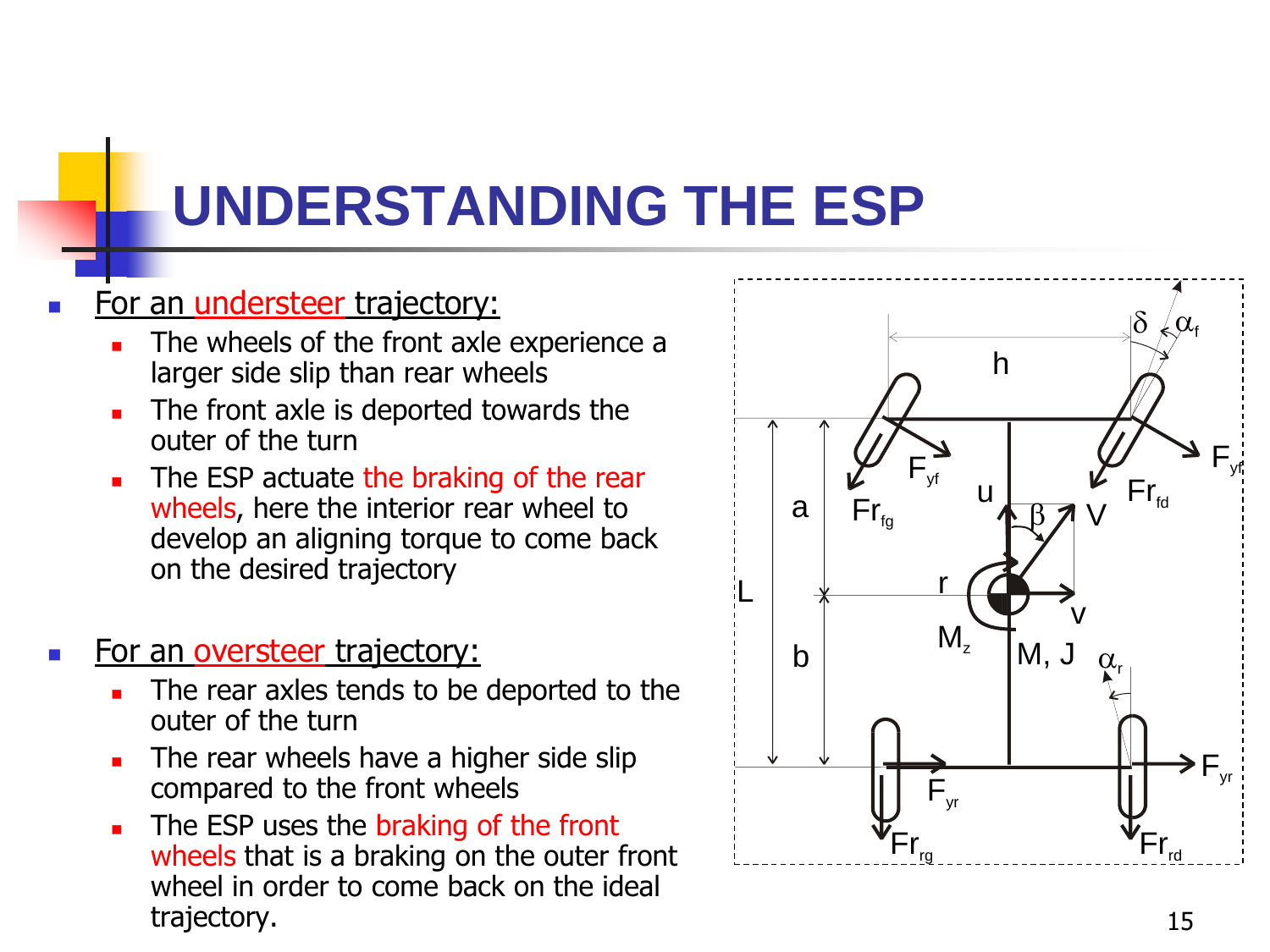# UNDERSTANDING THE ESP

- For an understeer trajectory:
  - The wheels of the front axle experience a larger side slip than rear wheels
  - The front axle is deported towards the outer of the turn
  - The ESP actuate the braking of the rear wheels, here the interior rear wheel to develop an aligning torque to come back on the desired trajectory

- For an oversteer trajectory:
  - The rear axles tends to be deported to the outer of the turn
  - The rear wheels have a higher side slip compared to the front wheels
  - The ESP uses the braking of the front wheels that is a braking on the outer front wheel in order to come back on the ideal trajectory.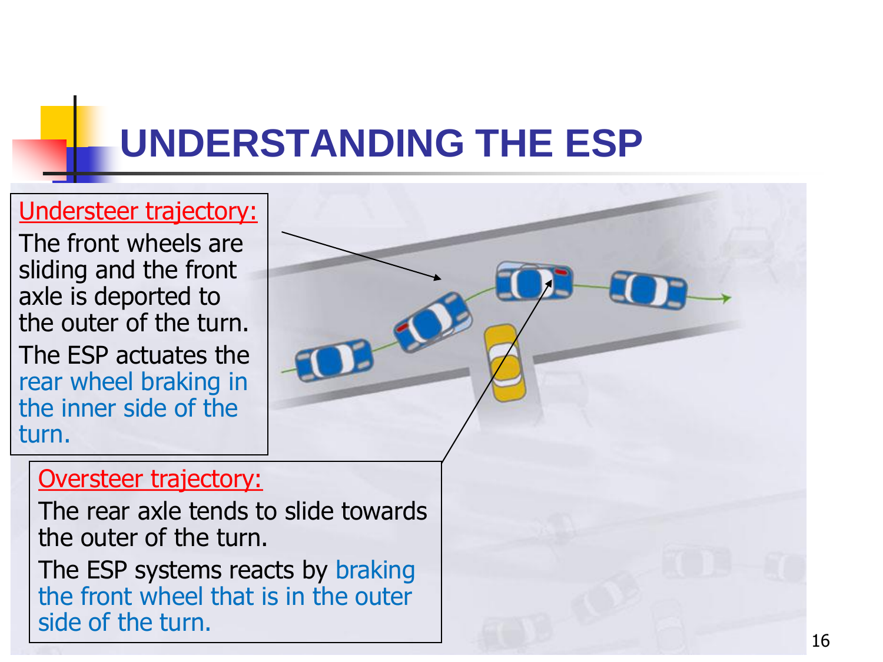# UNDERSTANDING THE ESP

**Understeer trajectory:**

The front wheels are sliding and the front axle is deported to the outer of the turn.

The ESP actuates the rear wheel braking in the inner side of the turn.

**Oversteer trajectory:**

The rear axle tends to slide towards the outer of the turn.

The ESP systems reacts by braking the front wheel that is in the outer side of the turn.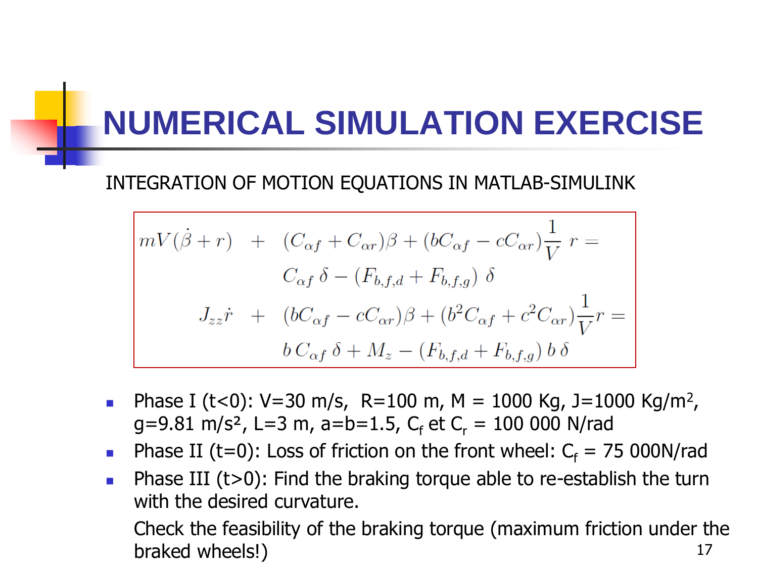# NUMERICAL SIMULATION EXERCISE

INTEGRATION OF MOTION EQUATIONS IN MATLAB-SIMULINK

$$
\begin{aligned}
mV(\dot{\beta} + r) \quad &+ \quad (C_{\alpha f} + C_{\alpha r})\beta + (bC_{\alpha f} - cC_{\alpha r})\frac{1}{V}\, r = \\
& \quad C_{\alpha f}\,\delta - (F_{b,f,d} + F_{b,f,g})\;\delta \\
J_{zz}\dot{r} \quad &+ \quad (bC_{\alpha f} - cC_{\alpha r})\beta + (b^2 C_{\alpha f} + c^2 C_{\alpha r})\frac{1}{V} r = \\
& \quad b\,C_{\alpha f}\,\delta + M_z - (F_{b,f,d} + F_{b,f,g})\,b\,\delta
\end{aligned}
$$

- Phase I ($t<0$): V=30 m/s, R=100 m, M = 1000 Kg, J=1000 Kg/m², g=9.81 m/s², L=3 m, a=b=1.5, $C_f$ et $C_r$ = 100 000 N/rad
- Phase II ($t=0$): Loss of friction on the front wheel: $C_f$ = 75 000N/rad
- Phase III ($t>0$): Find the braking torque able to re-establish the turn with the desired curvature.

  Check the feasibility of the braking torque (maximum friction under the braked wheels!)